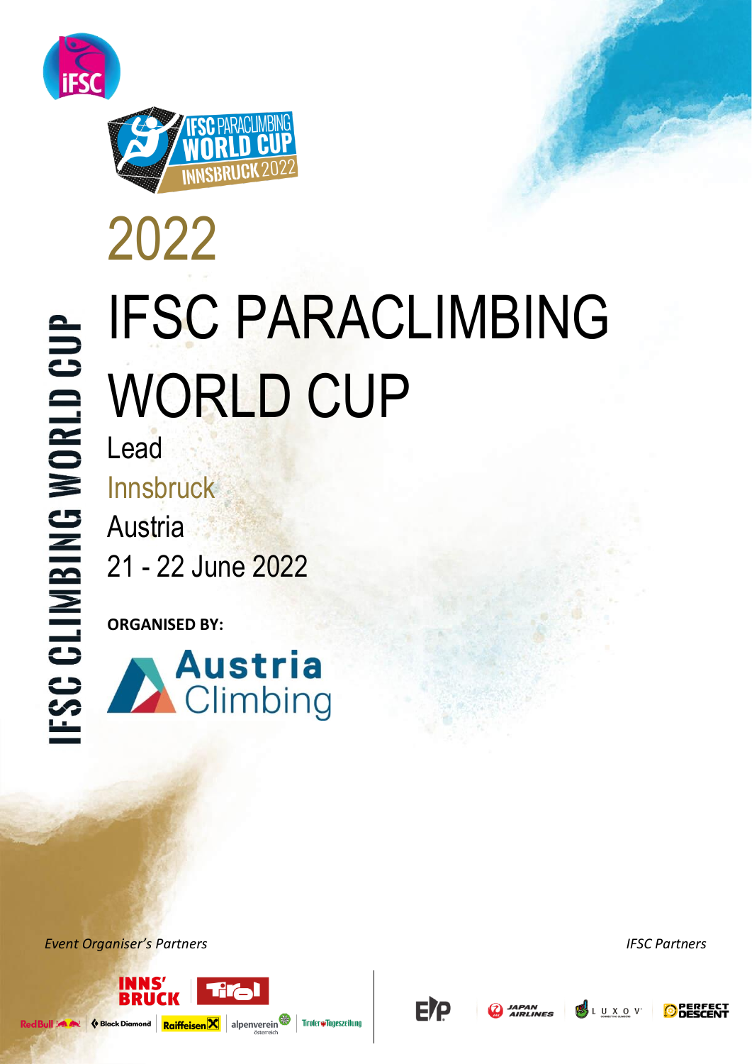# 2022

# IFSC PARACLIMBING WORLD CUP

Lead

Innsbruck

Austria

21 - 22 June 2022

**ORGANISED BY:**

Austria Climbing

IFSC CLIMBING WORLD CUP

*Event Organiser's Partners*

*IFSC Partners*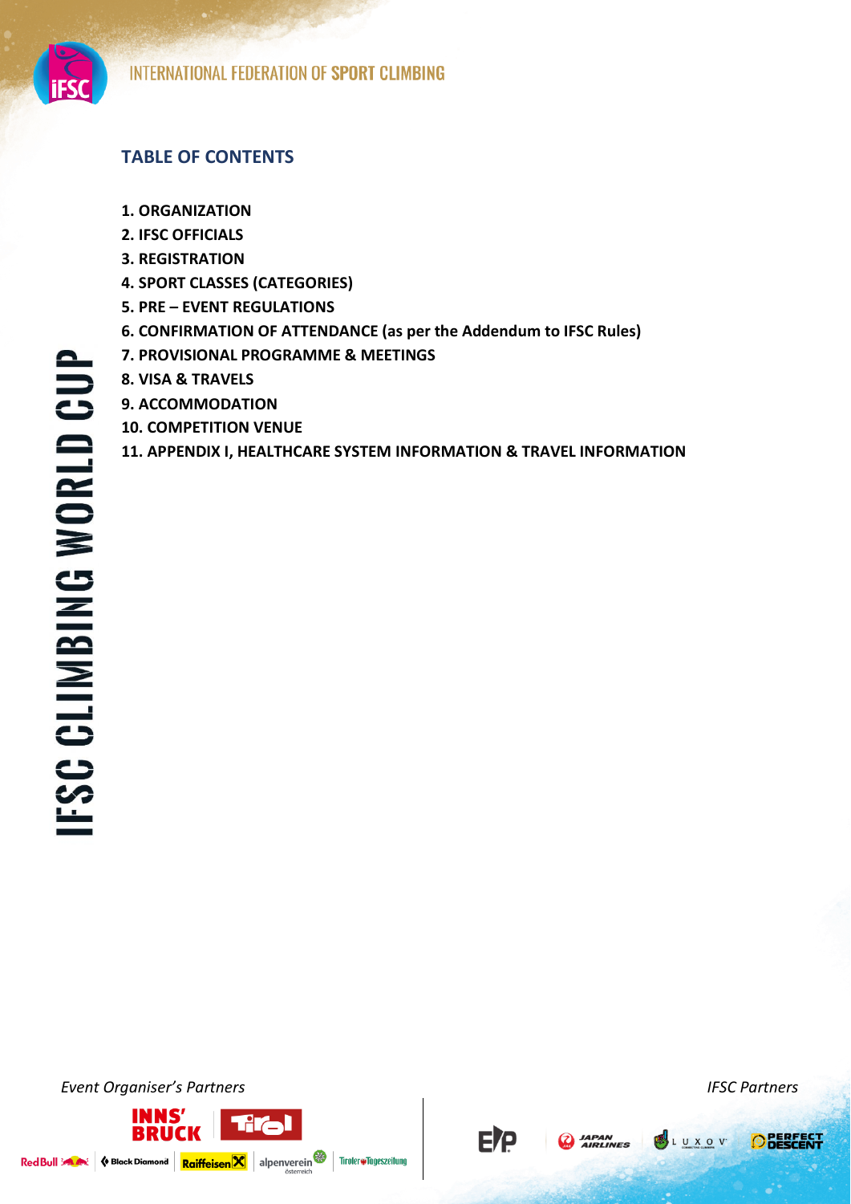## TABLE OF CONTENTS

1. ORGANIZATION
2. IFSC OFFICIALS
3. REGISTRATION
4. SPORT CLASSES (CATEGORIES)
5. PRE – EVENT REGULATIONS
6. CONFIRMATION OF ATTENDANCE (as per the Addendum to IFSC Rules)
7. PROVISIONAL PROGRAMME & MEETINGS
8. VISA & TRAVELS
9. ACCOMMODATION
10. COMPETITION VENUE
11. APPENDIX I, HEALTHCARE SYSTEM INFORMATION & TRAVEL INFORMATION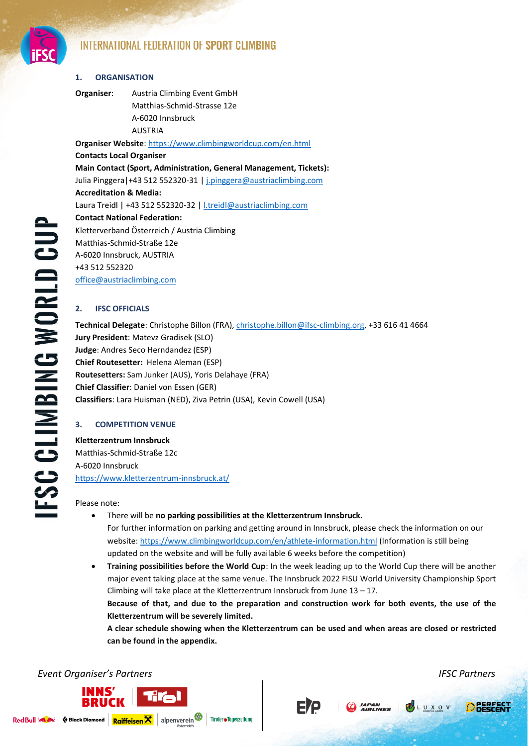## 1. ORGANISATION

**Organiser**: Austria Climbing Event GmbH
Matthias-Schmid-Strasse 12e
A-6020 Innsbruck
AUSTRIA

**Organiser Website**: https://www.climbingworldcup.com/en.html

**Contacts Local Organiser**

**Main Contact (Sport, Administration, General Management, Tickets):**
Julia Pinggera|+43 512 552320-31 | j.pinggera@austriaclimbing.com

**Accreditation & Media:**
Laura Treidl | +43 512 552320-32 | l.treidl@austriaclimbing.com

**Contact National Federation:**
Kletterverband Österreich / Austria Climbing
Matthias-Schmid-Straße 12e
A-6020 Innsbruck, AUSTRIA
+43 512 552320
office@austriaclimbing.com

## 2. IFSC OFFICIALS

**Technical Delegate**: Christophe Billon (FRA), christophe.billon@ifsc-climbing.org, +33 616 41 4664
**Jury President**: Matevz Gradisek (SLO)
**Judge**: Andres Seco Herndandez (ESP)
**Chief Routesetter:** Helena Aleman (ESP)
**Routesetters:** Sam Junker (AUS), Yoris Delahaye (FRA)
**Chief Classifier**: Daniel von Essen (GER)
**Classifiers**: Lara Huisman (NED), Ziva Petrin (USA), Kevin Cowell (USA)

## 3. COMPETITION VENUE

**Kletterzentrum Innsbruck**
Matthias-Schmid-Straße 12c
A-6020 Innsbruck
https://www.kletterzentrum-innsbruck.at/

Please note:

- There will be **no parking possibilities at the Kletterzentrum Innsbruck.**
  For further information on parking and getting around in Innsbruck, please check the information on our website: https://www.climbingworldcup.com/en/athlete-information.html (Information is still being updated on the website and will be fully available 6 weeks before the competition)
- **Training possibilities before the World Cup**: In the week leading up to the World Cup there will be another major event taking place at the same venue. The Innsbruck 2022 FISU World University Championship Sport Climbing will take place at the Kletterzentrum Innsbruck from June 13 – 17.
  **Because of that, and due to the preparation and construction work for both events, the use of the Kletterzentrum will be severely limited.**
  **A clear schedule showing when the Kletterzentrum can be used and when areas are closed or restricted can be found in the appendix.**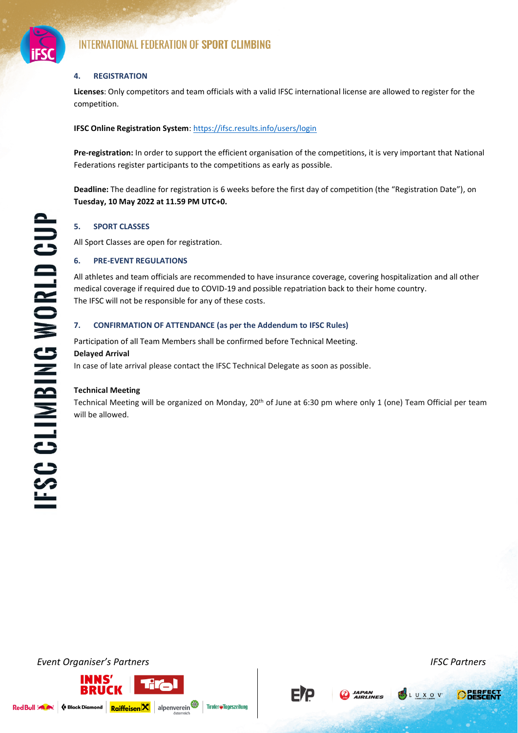## 4. REGISTRATION

**Licenses**: Only competitors and team officials with a valid IFSC international license are allowed to register for the competition.

**IFSC Online Registration System**: https://ifsc.results.info/users/login

**Pre-registration:** In order to support the efficient organisation of the competitions, it is very important that National Federations register participants to the competitions as early as possible.

**Deadline:** The deadline for registration is 6 weeks before the first day of competition (the "Registration Date"), on **Tuesday, 10 May 2022 at 11.59 PM UTC+0.**

## 5. SPORT CLASSES

All Sport Classes are open for registration.

## 6. PRE-EVENT REGULATIONS

All athletes and team officials are recommended to have insurance coverage, covering hospitalization and all other medical coverage if required due to COVID-19 and possible repatriation back to their home country.
The IFSC will not be responsible for any of these costs.

## 7. CONFIRMATION OF ATTENDANCE (as per the Addendum to IFSC Rules)

Participation of all Team Members shall be confirmed before Technical Meeting.

**Delayed Arrival**

In case of late arrival please contact the IFSC Technical Delegate as soon as possible.

**Technical Meeting**

Technical Meeting will be organized on Monday, 20th of June at 6:30 pm where only 1 (one) Team Official per team will be allowed.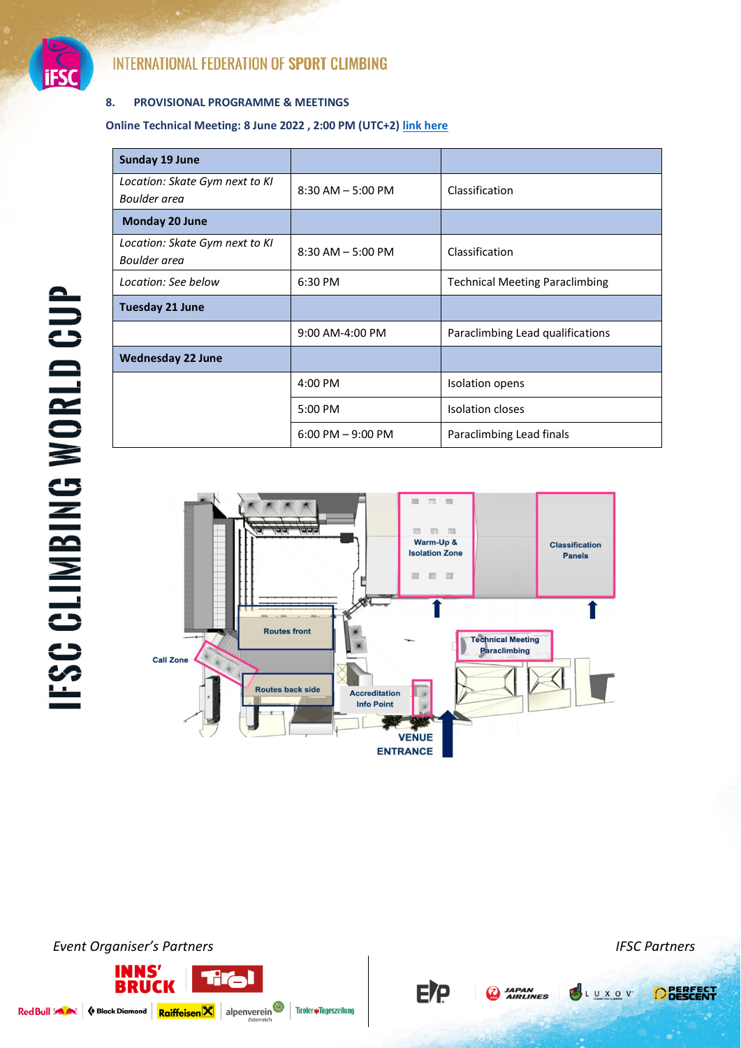## 8. PROVISIONAL PROGRAMME & MEETINGS

**Online Technical Meeting: 8 June 2022 , 2:00 PM (UTC+2) link here**

| **Sunday 19 June** | | |
|---|---|---|
| *Location: Skate Gym next to KI Boulder area* | 8:30 AM – 5:00 PM | Classification |
| **Monday 20 June** | | |
| *Location: Skate Gym next to KI Boulder area* | 8:30 AM – 5:00 PM | Classification |
| *Location: See below* | 6:30 PM | Technical Meeting Paraclimbing |
| **Tuesday 21 June** | | |
| | 9:00 AM-4:00 PM | Paraclimbing Lead qualifications |
| **Wednesday 22 June** | | |
| | 4:00 PM | Isolation opens |
| | 5:00 PM | Isolation closes |
| | 6:00 PM – 9:00 PM | Paraclimbing Lead finals |

Warm-Up & Isolation Zone

Classification Panels

Technical Meeting Paraclimbing

Routes front

Call Zone

Routes back side

Accreditation Info Point

VENUE ENTRANCE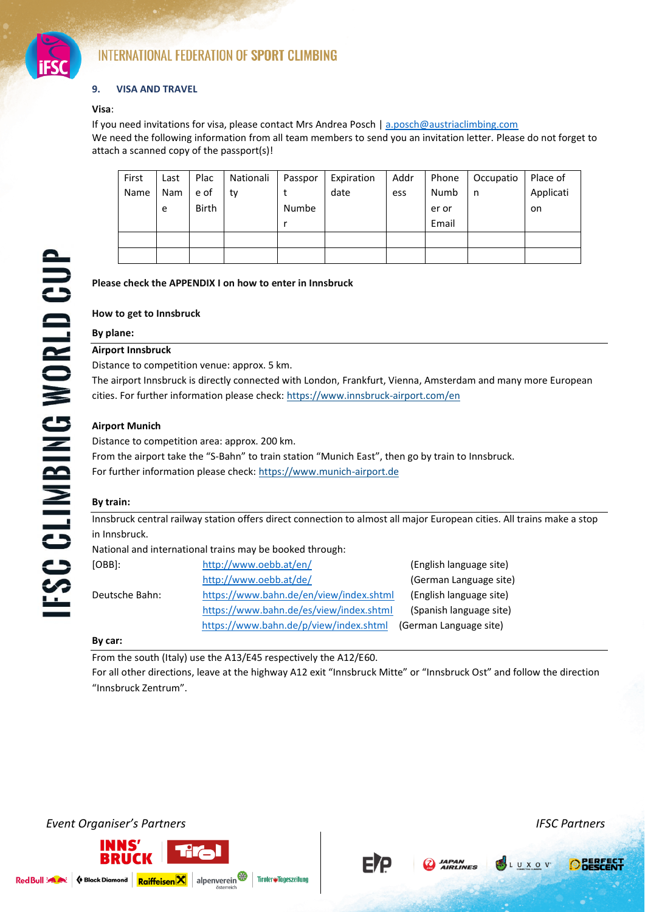## 9. VISA AND TRAVEL

**Visa**:

If you need invitations for visa, please contact Mrs Andrea Posch | a.posch@austriaclimbing.com
We need the following information from all team members to send you an invitation letter. Please do not forget to attach a scanned copy of the passport(s)!

| First Name | Last Name | Place of Birth | Nationality | Passport Number | Expiration date | Address | Phone Number or Email | Occupation | Place of Application |
|---|---|---|---|---|---|---|---|---|---|
| | | | | | | | | | |
| | | | | | | | | | |

**Please check the APPENDIX I on how to enter in Innsbruck**

**How to get to Innsbruck**

**By plane:**

**Airport Innsbruck**

Distance to competition venue: approx. 5 km.
The airport Innsbruck is directly connected with London, Frankfurt, Vienna, Amsterdam and many more European cities. For further information please check: https://www.innsbruck-airport.com/en

**Airport Munich**

Distance to competition area: approx. 200 km.
From the airport take the "S-Bahn" to train station "Munich East", then go by train to Innsbruck.
For further information please check: https://www.munich-airport.de

**By train:**

Innsbruck central railway station offers direct connection to almost all major European cities. All trains make a stop in Innsbruck.
National and international trains may be booked through:

| | | |
|---|---|---|
| [OBB]: | http://www.oebb.at/en/ | (English language site) |
| | http://www.oebb.at/de/ | (German Language site) |
| Deutsche Bahn: | https://www.bahn.de/en/view/index.shtml | (English language site) |
| | https://www.bahn.de/es/view/index.shtml | (Spanish language site) |
| | https://www.bahn.de/p/view/index.shtml | (German Language site) |

**By car:**

From the south (Italy) use the A13/E45 respectively the A12/E60.
For all other directions, leave at the highway A12 exit "Innsbruck Mitte" or "Innsbruck Ost" and follow the direction "Innsbruck Zentrum".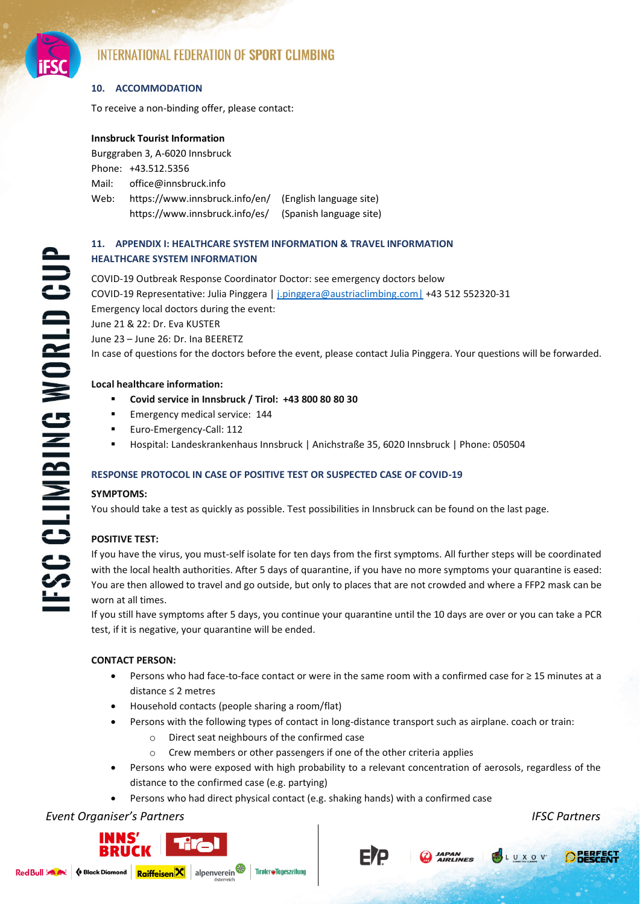## 10. ACCOMMODATION

To receive a non-binding offer, please contact:

**Innsbruck Tourist Information**
Burggraben 3, A-6020 Innsbruck
Phone: +43.512.5356
Mail: office@innsbruck.info
Web: https://www.innsbruck.info/en/ (English language site)
https://www.innsbruck.info/es/ (Spanish language site)

## 11. APPENDIX I: HEALTHCARE SYSTEM INFORMATION & TRAVEL INFORMATION

### HEALTHCARE SYSTEM INFORMATION

COVID-19 Outbreak Response Coordinator Doctor: see emergency doctors below
COVID-19 Representative: Julia Pinggera | j.pinggera@austriaclimbing.com | +43 512 552320-31
Emergency local doctors during the event:
June 21 & 22: Dr. Eva KUSTER
June 23 – June 26: Dr. Ina BEERETZ
In case of questions for the doctors before the event, please contact Julia Pinggera. Your questions will be forwarded.

**Local healthcare information:**

- **Covid service in Innsbruck / Tirol: +43 800 80 80 30**
- Emergency medical service: 144
- Euro-Emergency-Call: 112
- Hospital: Landeskrankenhaus Innsbruck | Anichstraße 35, 6020 Innsbruck | Phone: 050504

### RESPONSE PROTOCOL IN CASE OF POSITIVE TEST OR SUSPECTED CASE OF COVID-19

**SYMPTOMS:**

You should take a test as quickly as possible. Test possibilities in Innsbruck can be found on the last page.

**POSITIVE TEST:**

If you have the virus, you must-self isolate for ten days from the first symptoms. All further steps will be coordinated with the local health authorities. After 5 days of quarantine, if you have no more symptoms your quarantine is eased: You are then allowed to travel and go outside, but only to places that are not crowded and where a FFP2 mask can be worn at all times.
If you still have symptoms after 5 days, you continue your quarantine until the 10 days are over or you can take a PCR test, if it is negative, your quarantine will be ended.

**CONTACT PERSON:**

- Persons who had face-to-face contact or were in the same room with a confirmed case for ≥ 15 minutes at a distance ≤ 2 metres
- Household contacts (people sharing a room/flat)
- Persons with the following types of contact in long-distance transport such as airplane. coach or train:
  - Direct seat neighbours of the confirmed case
  - Crew members or other passengers if one of the other criteria applies
- Persons who were exposed with high probability to a relevant concentration of aerosols, regardless of the distance to the confirmed case (e.g. partying)
- Persons who had direct physical contact (e.g. shaking hands) with a confirmed case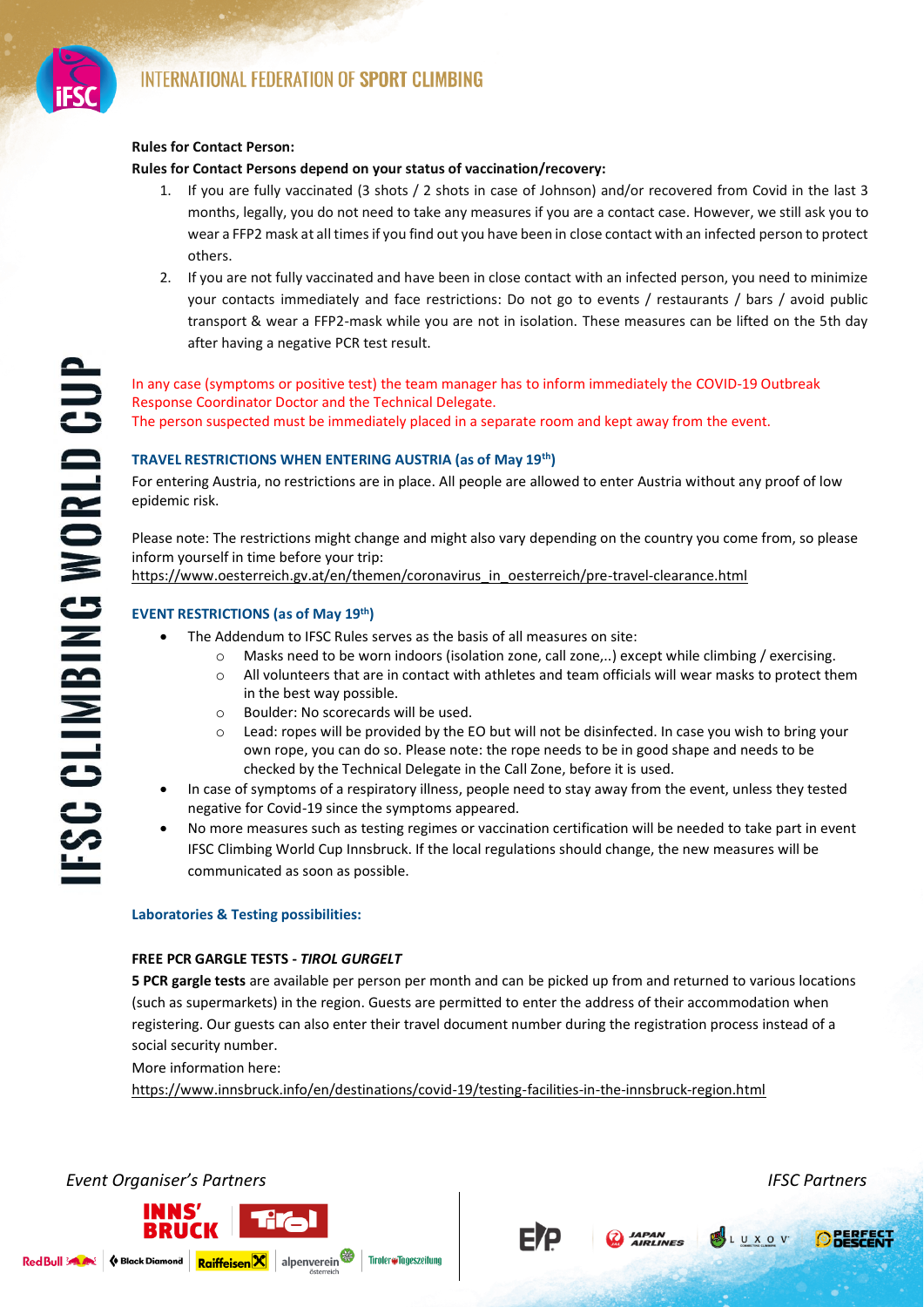**Rules for Contact Person:**

**Rules for Contact Persons depend on your status of vaccination/recovery:**

1. If you are fully vaccinated (3 shots / 2 shots in case of Johnson) and/or recovered from Covid in the last 3 months, legally, you do not need to take any measures if you are a contact case. However, we still ask you to wear a FFP2 mask at all times if you find out you have been in close contact with an infected person to protect others.
2. If you are not fully vaccinated and have been in close contact with an infected person, you need to minimize your contacts immediately and face restrictions: Do not go to events / restaurants / bars / avoid public transport & wear a FFP2-mask while you are not in isolation. These measures can be lifted on the 5th day after having a negative PCR test result.

In any case (symptoms or positive test) the team manager has to inform immediately the COVID-19 Outbreak Response Coordinator Doctor and the Technical Delegate.
The person suspected must be immediately placed in a separate room and kept away from the event.

### TRAVEL RESTRICTIONS WHEN ENTERING AUSTRIA (as of May 19th)

For entering Austria, no restrictions are in place. All people are allowed to enter Austria without any proof of low epidemic risk.

Please note: The restrictions might change and might also vary depending on the country you come from, so please inform yourself in time before your trip:
https://www.oesterreich.gv.at/en/themen/coronavirus_in_oesterreich/pre-travel-clearance.html

### EVENT RESTRICTIONS (as of May 19th)

- The Addendum to IFSC Rules serves as the basis of all measures on site:
  - Masks need to be worn indoors (isolation zone, call zone,..) except while climbing / exercising.
  - All volunteers that are in contact with athletes and team officials will wear masks to protect them in the best way possible.
  - Boulder: No scorecards will be used.
  - Lead: ropes will be provided by the EO but will not be disinfected. In case you wish to bring your own rope, you can do so. Please note: the rope needs to be in good shape and needs to be checked by the Technical Delegate in the Call Zone, before it is used.
- In case of symptoms of a respiratory illness, people need to stay away from the event, unless they tested negative for Covid-19 since the symptoms appeared.
- No more measures such as testing regimes or vaccination certification will be needed to take part in event IFSC Climbing World Cup Innsbruck. If the local regulations should change, the new measures will be communicated as soon as possible.

### Laboratories & Testing possibilities:

**FREE PCR GARGLE TESTS - *TIROL GURGELT***

**5 PCR gargle tests** are available per person per month and can be picked up from and returned to various locations (such as supermarkets) in the region. Guests are permitted to enter the address of their accommodation when registering. Our guests can also enter their travel document number during the registration process instead of a social security number.

More information here:
https://www.innsbruck.info/en/destinations/covid-19/testing-facilities-in-the-innsbruck-region.html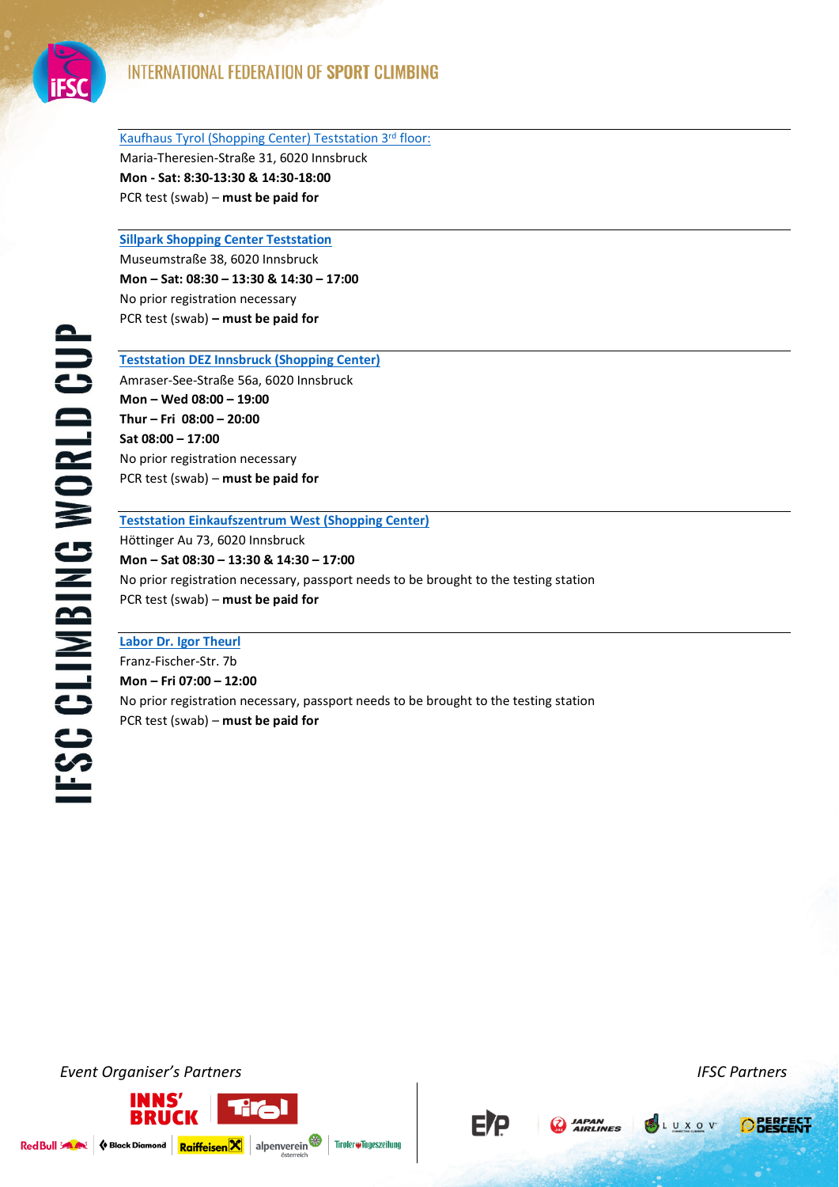[Kaufhaus Tyrol (Shopping Center) Teststation 3rd floor:]

Maria-Theresien-Straße 31, 6020 Innsbruck

**Mon - Sat: 8:30-13:30 & 14:30-18:00**

PCR test (swab) – **must be paid for**

**Sillpark Shopping Center Teststation**

Museumstraße 38, 6020 Innsbruck

**Mon – Sat: 08:30 – 13:30 & 14:30 – 17:00**

No prior registration necessary

PCR test (swab) **– must be paid for**

**Teststation DEZ Innsbruck (Shopping Center)**

Amraser-See-Straße 56a, 6020 Innsbruck

**Mon – Wed 08:00 – 19:00**

**Thur – Fri 08:00 – 20:00**

**Sat 08:00 – 17:00**

No prior registration necessary

PCR test (swab) – **must be paid for**

**Teststation Einkaufszentrum West (Shopping Center)**

Höttinger Au 73, 6020 Innsbruck

**Mon – Sat 08:30 – 13:30 & 14:30 – 17:00**

No prior registration necessary, passport needs to be brought to the testing station

PCR test (swab) – **must be paid for**

**Labor Dr. Igor Theurl**

Franz-Fischer-Str. 7b

**Mon – Fri 07:00 – 12:00**

No prior registration necessary, passport needs to be brought to the testing station

PCR test (swab) – **must be paid for**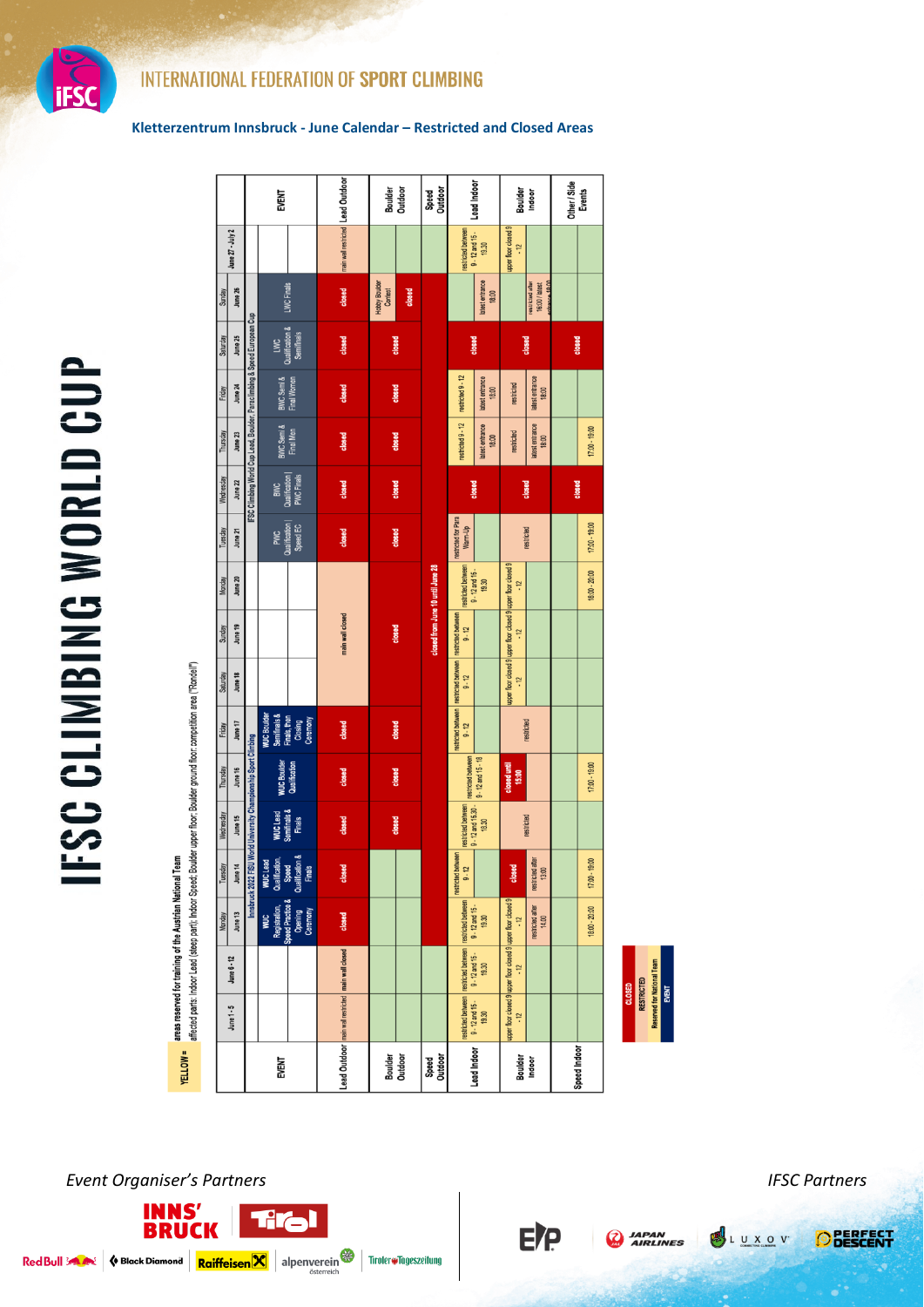# IFSC CLIMBING WORLD CUP

**Kletterzentrum Innsbruck - June Calendar – Restricted and Closed Areas**

YELLOW = areas reserved for training of the Austrian National Team
affected parts: Indoor Lead (steep part); Indoor Speed; Boulder upper floor; Boulder ground floor: competition area ("Rondell")

Event span June 13 – June 17: Innsbruck 2022 FISU World University Championship Sport Climbing

Event span June 21 – June 26: IFSC Climbing World Cup Lead, Boulder, Paraclimbing & Speed European Cup

| Date | EVENT | Lead Outdoor | Boulder Outdoor | Speed Outdoor | Lead Indoor | Boulder Indoor | Speed Indoor / Other / Side Events |
|---|---|---|---|---|---|---|---|
| June 1 - 5 | | main wall restricted | | | restricted between 9 - 12 and 15 - 19.30 | upper floor closed 9 - 12 | |
| June 6 - 12 | | main wall closed | | | restricted between 9 - 12 and 15 - 19.30 | upper floor closed 9 - 12 | |
| Monday June 13 | WUC Registration, Speed Practice & Opening Ceremony | closed | | closed from June 10 until June 28 | restricted between 9 - 12 and 15 - 19.30 | upper floor closed 9 - 12; restricted after 14.00 | 18.00 - 20.00 |
| Tuesday June 14 | WUC Lead Qualification, Speed Qualification & Finals | closed | | closed from June 10 until June 28 | restricted between 9 - 12 | closed; restricted after 13.00 | 17.00 - 19.00 |
| Wednesday June 15 | WUC Lead Semifinals & Finals | closed | closed | closed from June 10 until June 28 | restricted between 9 - 12 and 15.30 - 18.30 | restricted | |
| Thursday June 16 | WUC Boulder Qualification | closed | closed | closed from June 10 until June 28 | restricted between 9 - 12 and 15 - 18 | closed until 15.00 | 17.00 - 19.00 |
| Friday June 17 | WUC Boulder Semifinals & Finals, then Closing Ceremony | closed | closed | closed from June 10 until June 28 | restricted between 9 - 12 | restricted | |
| Saturday June 18 | | main wall closed | closed | closed from June 10 until June 28 | restricted between 9 - 12 | upper floor closed 9 - 12 | |
| Sunday June 19 | | main wall closed | closed | closed from June 10 until June 28 | restricted between 9 - 12 | upper floor closed 9 - 12 | |
| Monday June 20 | | main wall closed | closed | closed from June 10 until June 28 | restricted between 9 - 12 and 15 - 19.30 | upper floor closed 9 - 12 | 18.00 - 20.00 |
| Tuesday June 21 | PWC Qualification \| Speed EC | closed | closed | closed from June 10 until June 28 | restricted for Para Warm-Up | restricted | 17.00 - 19.00 |
| Wednesday June 22 | BWC Qualification \| PWC Finals | closed | closed | closed from June 10 until June 28 | closed | closed | closed |
| Thursday June 23 | BWC Semi & Final Men | closed | closed | closed from June 10 until June 28 | restricted 9 - 12; latest entrance 18.00 | restricted; latest entrance 18.00 | 17.00 - 19.00 |
| Friday June 24 | BWC Semi & Final Women | closed | closed | closed from June 10 until June 28 | restricted 9 - 12; latest entrance 18.00 | restricted; latest entrance 18.00 | |
| Saturday June 25 | LWC Qualification & Semifinals | closed | closed | closed from June 10 until June 28 | closed | closed | closed |
| Sunday June 26 | LWC Finals | closed | Hobby Boulder Contest; closed | closed from June 10 until June 28 | latest entrance 18.00 | restricted after 16.00 / latest entrance 18.00 | |
| June 27 - July 2 | | main wall restricted | | | restricted between 9 - 12 and 15 - 19.30 | upper floor closed 9 - 12 | |

Legend:
- CLOSED
- RESTRICTED
- Reserved for National Team
- EVENT